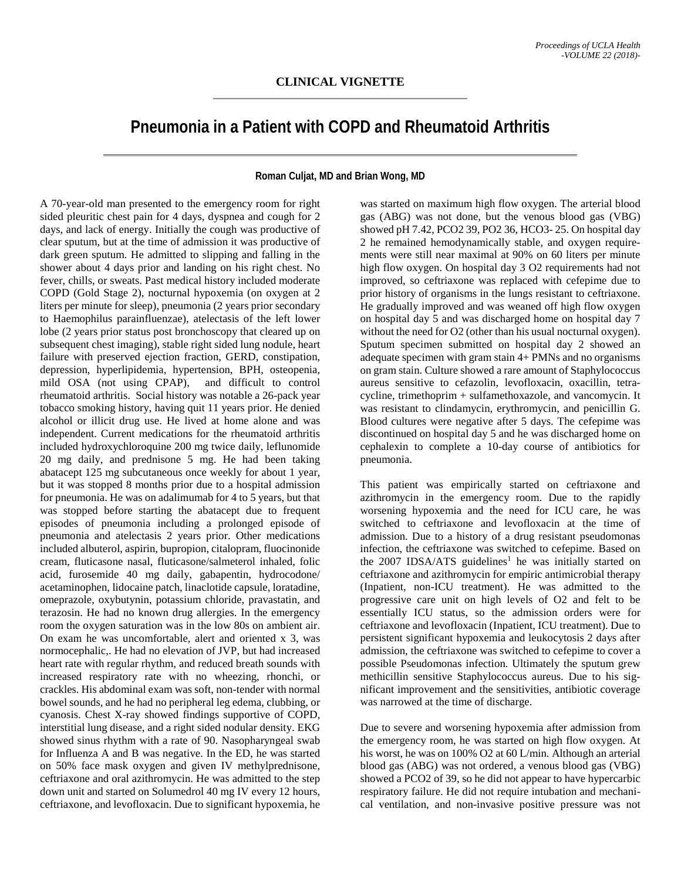## CLINICAL VIGNETTE

# Pneumonia in a Patient with COPD and Rheumatoid Arthritis

**Roman Culjat, MD and Brian Wong, MD**

A 70-year-old man presented to the emergency room for right sided pleuritic chest pain for 4 days, dyspnea and cough for 2 days, and lack of energy. Initially the cough was productive of clear sputum, but at the time of admission it was productive of dark green sputum. He admitted to slipping and falling in the shower about 4 days prior and landing on his right chest. No fever, chills, or sweats. Past medical history included moderate COPD (Gold Stage 2), nocturnal hypoxemia (on oxygen at 2 liters per minute for sleep), pneumonia (2 years prior secondary to Haemophilus parainfluenzae), atelectasis of the left lower lobe (2 years prior status post bronchoscopy that cleared up on subsequent chest imaging), stable right sided lung nodule, heart failure with preserved ejection fraction, GERD, constipation, depression, hyperlipidemia, hypertension, BPH, osteopenia, mild OSA (not using CPAP), and difficult to control rheumatoid arthritis. Social history was notable a 26-pack year tobacco smoking history, having quit 11 years prior. He denied alcohol or illicit drug use. He lived at home alone and was independent. Current medications for the rheumatoid arthritis included hydroxychloroquine 200 mg twice daily, leflunomide 20 mg daily, and prednisone 5 mg. He had been taking abatacept 125 mg subcutaneous once weekly for about 1 year, but it was stopped 8 months prior due to a hospital admission for pneumonia. He was on adalimumab for 4 to 5 years, but that was stopped before starting the abatacept due to frequent episodes of pneumonia including a prolonged episode of pneumonia and atelectasis 2 years prior. Other medications included albuterol, aspirin, bupropion, citalopram, fluocinonide cream, fluticasone nasal, fluticasone/salmeterol inhaled, folic acid, furosemide 40 mg daily, gabapentin, hydrocodone/ acetaminophen, lidocaine patch, linaclotide capsule, loratadine, omeprazole, oxybutynin, potassium chloride, pravastatin, and terazosin. He had no known drug allergies. In the emergency room the oxygen saturation was in the low 80s on ambient air. On exam he was uncomfortable, alert and oriented x 3, was normocephalic,. He had no elevation of JVP, but had increased heart rate with regular rhythm, and reduced breath sounds with increased respiratory rate with no wheezing, rhonchi, or crackles. His abdominal exam was soft, non-tender with normal bowel sounds, and he had no peripheral leg edema, clubbing, or cyanosis. Chest X-ray showed findings supportive of COPD, interstitial lung disease, and a right sided nodular density. EKG showed sinus rhythm with a rate of 90. Nasopharyngeal swab for Influenza A and B was negative. In the ED, he was started on 50% face mask oxygen and given IV methylprednisone, ceftriaxone and oral azithromycin. He was admitted to the step down unit and started on Solumedrol 40 mg IV every 12 hours, ceftriaxone, and levofloxacin. Due to significant hypoxemia, he was started on maximum high flow oxygen. The arterial blood gas (ABG) was not done, but the venous blood gas (VBG) showed pH 7.42, PCO2 39, PO2 36, HCO3- 25. On hospital day 2 he remained hemodynamically stable, and oxygen requirements were still near maximal at 90% on 60 liters per minute high flow oxygen. On hospital day 3 O2 requirements had not improved, so ceftriaxone was replaced with cefepime due to prior history of organisms in the lungs resistant to ceftriaxone. He gradually improved and was weaned off high flow oxygen on hospital day 5 and was discharged home on hospital day 7 without the need for O2 (other than his usual nocturnal oxygen). Sputum specimen submitted on hospital day 2 showed an adequate specimen with gram stain 4+ PMNs and no organisms on gram stain. Culture showed a rare amount of Staphylococcus aureus sensitive to cefazolin, levofloxacin, oxacillin, tetracycline, trimethoprim + sulfamethoxazole, and vancomycin. It was resistant to clindamycin, erythromycin, and penicillin G. Blood cultures were negative after 5 days. The cefepime was discontinued on hospital day 5 and he was discharged home on cephalexin to complete a 10-day course of antibiotics for pneumonia.

This patient was empirically started on ceftriaxone and azithromycin in the emergency room. Due to the rapidly worsening hypoxemia and the need for ICU care, he was switched to ceftriaxone and levofloxacin at the time of admission. Due to a history of a drug resistant pseudomonas infection, the ceftriaxone was switched to cefepime. Based on the 2007 IDSA/ATS guidelines[1] he was initially started on ceftriaxone and azithromycin for empiric antimicrobial therapy (Inpatient, non-ICU treatment). He was admitted to the progressive care unit on high levels of O2 and felt to be essentially ICU status, so the admission orders were for ceftriaxone and levofloxacin (Inpatient, ICU treatment). Due to persistent significant hypoxemia and leukocytosis 2 days after admission, the ceftriaxone was switched to cefepime to cover a possible Pseudomonas infection. Ultimately the sputum grew methicillin sensitive Staphylococcus aureus. Due to his significant improvement and the sensitivities, antibiotic coverage was narrowed at the time of discharge.

Due to severe and worsening hypoxemia after admission from the emergency room, he was started on high flow oxygen. At his worst, he was on 100% O2 at 60 L/min. Although an arterial blood gas (ABG) was not ordered, a venous blood gas (VBG) showed a PCO2 of 39, so he did not appear to have hypercarbic respiratory failure. He did not require intubation and mechanical ventilation, and non-invasive positive pressure was not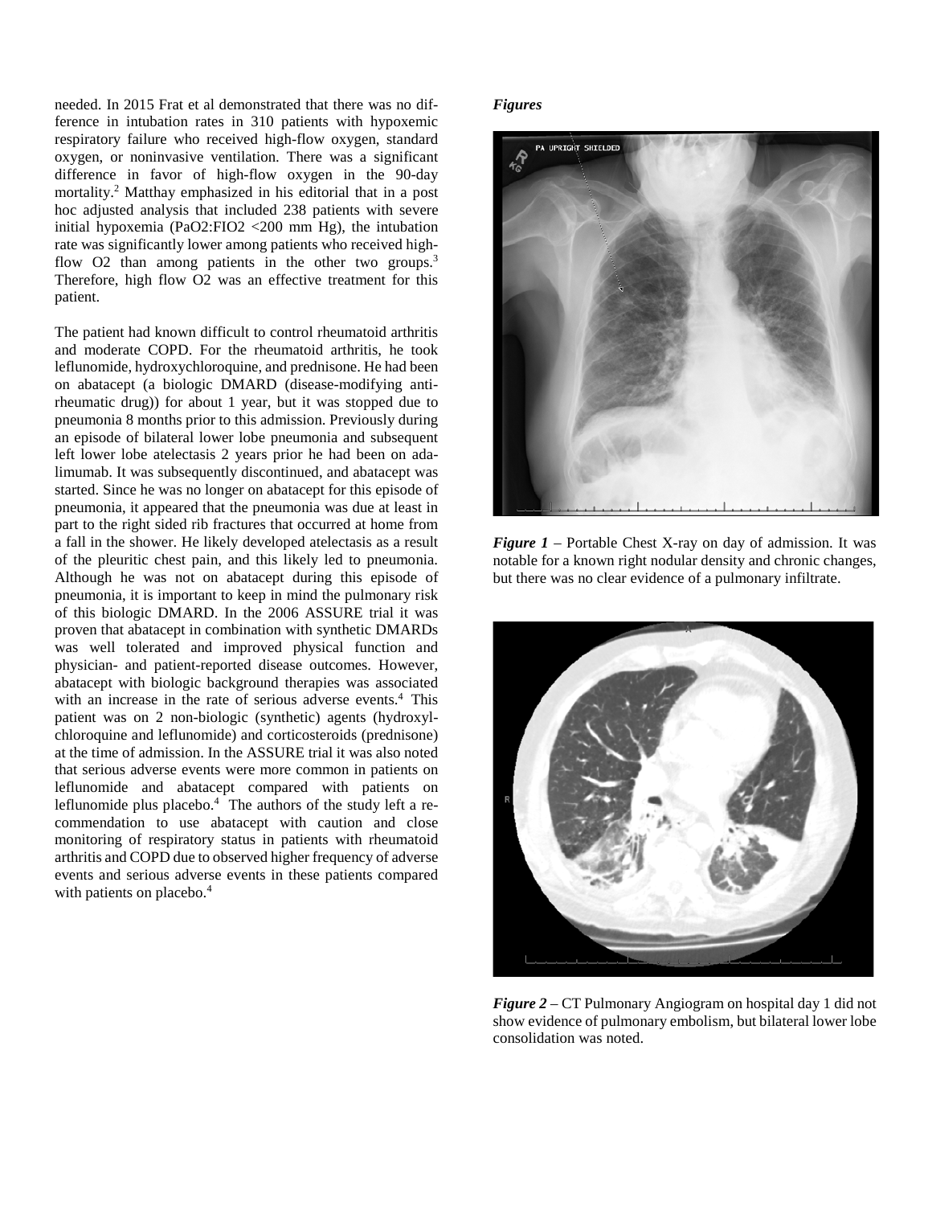needed. In 2015 Frat et al demonstrated that there was no difference in intubation rates in 310 patients with hypoxemic respiratory failure who received high-flow oxygen, standard oxygen, or noninvasive ventilation. There was a significant difference in favor of high-flow oxygen in the 90-day mortality.[2] Matthay emphasized in his editorial that in a post hoc adjusted analysis that included 238 patients with severe initial hypoxemia (PaO2:FIO2 <200 mm Hg), the intubation rate was significantly lower among patients who received high-flow O2 than among patients in the other two groups.[3] Therefore, high flow O2 was an effective treatment for this patient.

The patient had known difficult to control rheumatoid arthritis and moderate COPD. For the rheumatoid arthritis, he took leflunomide, hydroxychloroquine, and prednisone. He had been on abatacept (a biologic DMARD (disease-modifying anti-rheumatic drug)) for about 1 year, but it was stopped due to pneumonia 8 months prior to this admission. Previously during an episode of bilateral lower lobe pneumonia and subsequent left lower lobe atelectasis 2 years prior he had been on adalimumab. It was subsequently discontinued, and abatacept was started. Since he was no longer on abatacept for this episode of pneumonia, it appeared that the pneumonia was due at least in part to the right sided rib fractures that occurred at home from a fall in the shower. He likely developed atelectasis as a result of the pleuritic chest pain, and this likely led to pneumonia. Although he was not on abatacept during this episode of pneumonia, it is important to keep in mind the pulmonary risk of this biologic DMARD. In the 2006 ASSURE trial it was proven that abatacept in combination with synthetic DMARDs was well tolerated and improved physical function and physician- and patient-reported disease outcomes. However, abatacept with biologic background therapies was associated with an increase in the rate of serious adverse events.[4] This patient was on 2 non-biologic (synthetic) agents (hydroxylchloroquine and leflunomide) and corticosteroids (prednisone) at the time of admission. In the ASSURE trial it was also noted that serious adverse events were more common in patients on leflunomide and abatacept compared with patients on leflunomide plus placebo.[4] The authors of the study left a recommendation to use abatacept with caution and close monitoring of respiratory status in patients with rheumatoid arthritis and COPD due to observed higher frequency of adverse events and serious adverse events in these patients compared with patients on placebo.[4]

***Figures***

***Figure 1*** – Portable Chest X-ray on day of admission. It was notable for a known right nodular density and chronic changes, but there was no clear evidence of a pulmonary infiltrate.

***Figure 2*** – CT Pulmonary Angiogram on hospital day 1 did not show evidence of pulmonary embolism, but bilateral lower lobe consolidation was noted.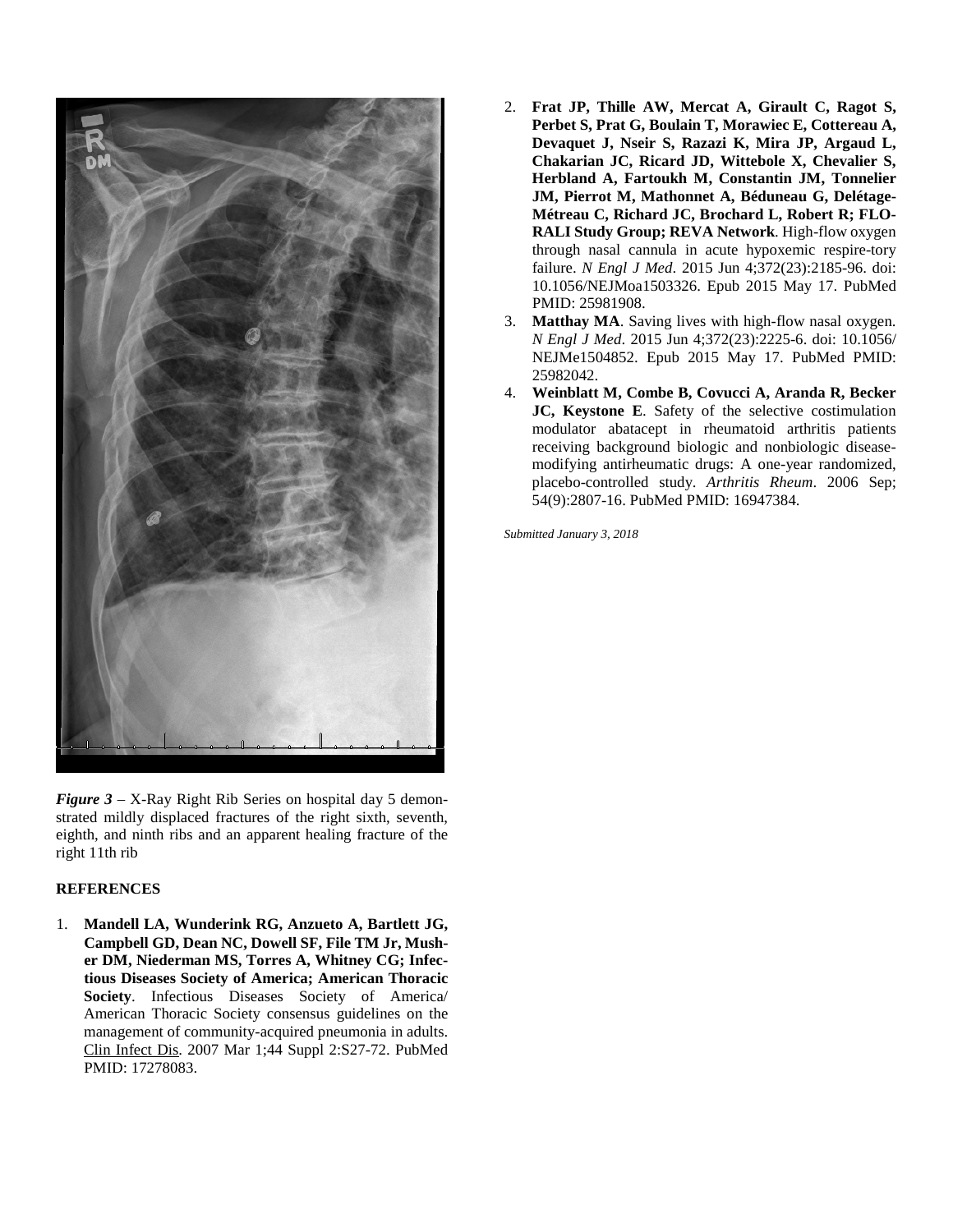*Figure 3* – X-Ray Right Rib Series on hospital day 5 demonstrated mildly displaced fractures of the right sixth, seventh, eighth, and ninth ribs and an apparent healing fracture of the right 11th rib

## REFERENCES

1. **Mandell LA, Wunderink RG, Anzueto A, Bartlett JG, Campbell GD, Dean NC, Dowell SF, File TM Jr, Musher DM, Niederman MS, Torres A, Whitney CG; Infectious Diseases Society of America; American Thoracic Society**. Infectious Diseases Society of America/ American Thoracic Society consensus guidelines on the management of community-acquired pneumonia in adults. Clin Infect Dis. 2007 Mar 1;44 Suppl 2:S27-72. PubMed PMID: 17278083.
2. **Frat JP, Thille AW, Mercat A, Girault C, Ragot S, Perbet S, Prat G, Boulain T, Morawiec E, Cottereau A, Devaquet J, Nseir S, Razazi K, Mira JP, Argaud L, Chakarian JC, Ricard JD, Wittebole X, Chevalier S, Herbland A, Fartoukh M, Constantin JM, Tonnelier JM, Pierrot M, Mathonnet A, Béduneau G, Delétage-Métreau C, Richard JC, Brochard L, Robert R; FLORALI Study Group; REVA Network**. High-flow oxygen through nasal cannula in acute hypoxemic respire-tory failure. *N Engl J Med*. 2015 Jun 4;372(23):2185-96. doi: 10.1056/NEJMoa1503326. Epub 2015 May 17. PubMed PMID: 25981908.
3. **Matthay MA**. Saving lives with high-flow nasal oxygen. *N Engl J Med*. 2015 Jun 4;372(23):2225-6. doi: 10.1056/ NEJMe1504852. Epub 2015 May 17. PubMed PMID: 25982042.
4. **Weinblatt M, Combe B, Covucci A, Aranda R, Becker JC, Keystone E**. Safety of the selective costimulation modulator abatacept in rheumatoid arthritis patients receiving background biologic and nonbiologic disease-modifying antirheumatic drugs: A one-year randomized, placebo-controlled study. *Arthritis Rheum*. 2006 Sep; 54(9):2807-16. PubMed PMID: 16947384.

*Submitted January 3, 2018*